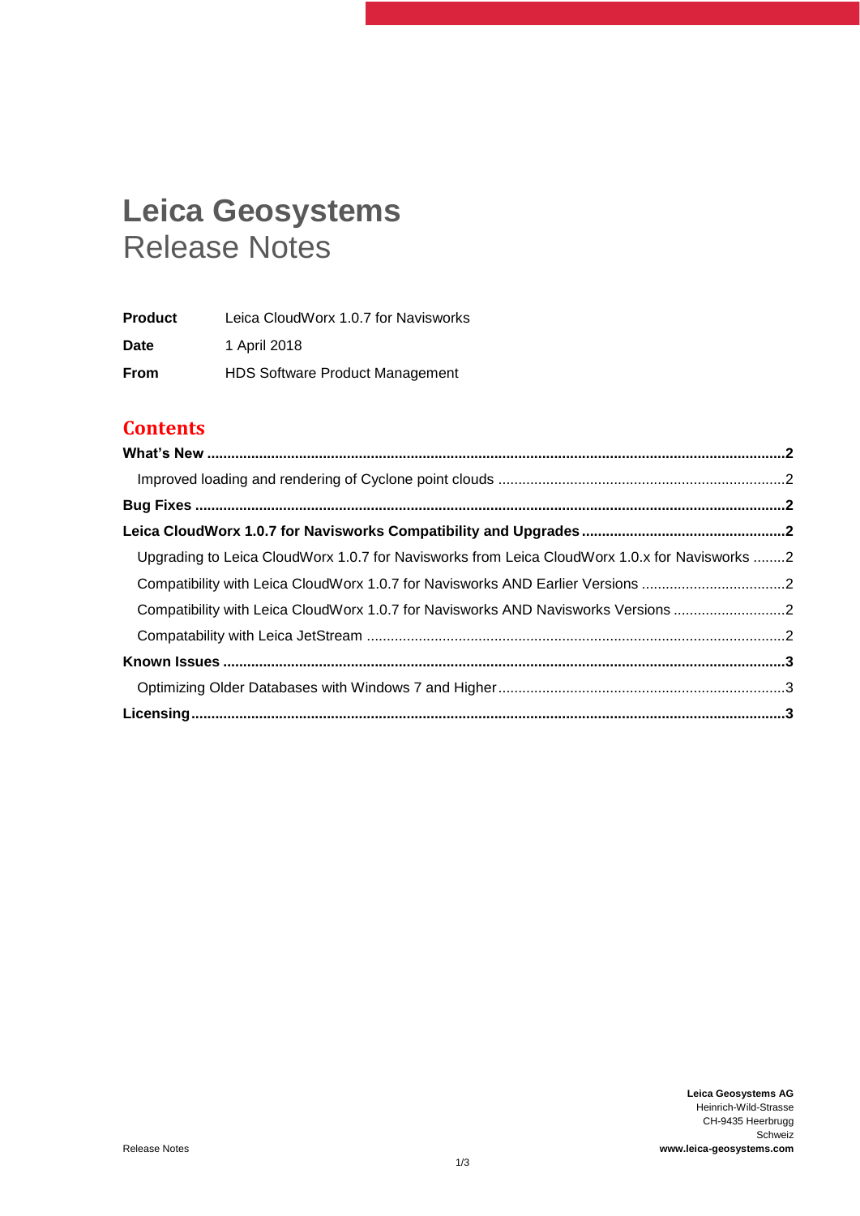# Leica Geosystems
Release Notes

| | |
|---|---|
| **Product** | Leica CloudWorx 1.0.7 for Navisworks |
| **Date** | 1 April 2018 |
| **From** | HDS Software Product Management |

## Contents

**What's New** ....................................................................................................................................2

- Improved loading and rendering of Cyclone point clouds ......................................................................2

**Bug Fixes** .........................................................................................................................................2

**Leica CloudWorx 1.0.7 for Navisworks Compatibility and Upgrades** ..................................................2

- Upgrading to Leica CloudWorx 1.0.7 for Navisworks from Leica CloudWorx 1.0.x for Navisworks ........2
- Compatibility with Leica CloudWorx 1.0.7 for Navisworks AND Earlier Versions ....................................2
- Compatibility with Leica CloudWorx 1.0.7 for Navisworks AND Navisworks Versions ............................2
- Compatability with Leica JetStream .......................................................................................................2

**Known Issues** ....................................................................................................................................3

- Optimizing Older Databases with Windows 7 and Higher.......................................................................3

**Licensing** ..........................................................................................................................................3

Release Notes

**Leica Geosystems AG**
Heinrich-Wild-Strasse
CH-9435 Heerbrugg
Schweiz
**www.leica-geosystems.com**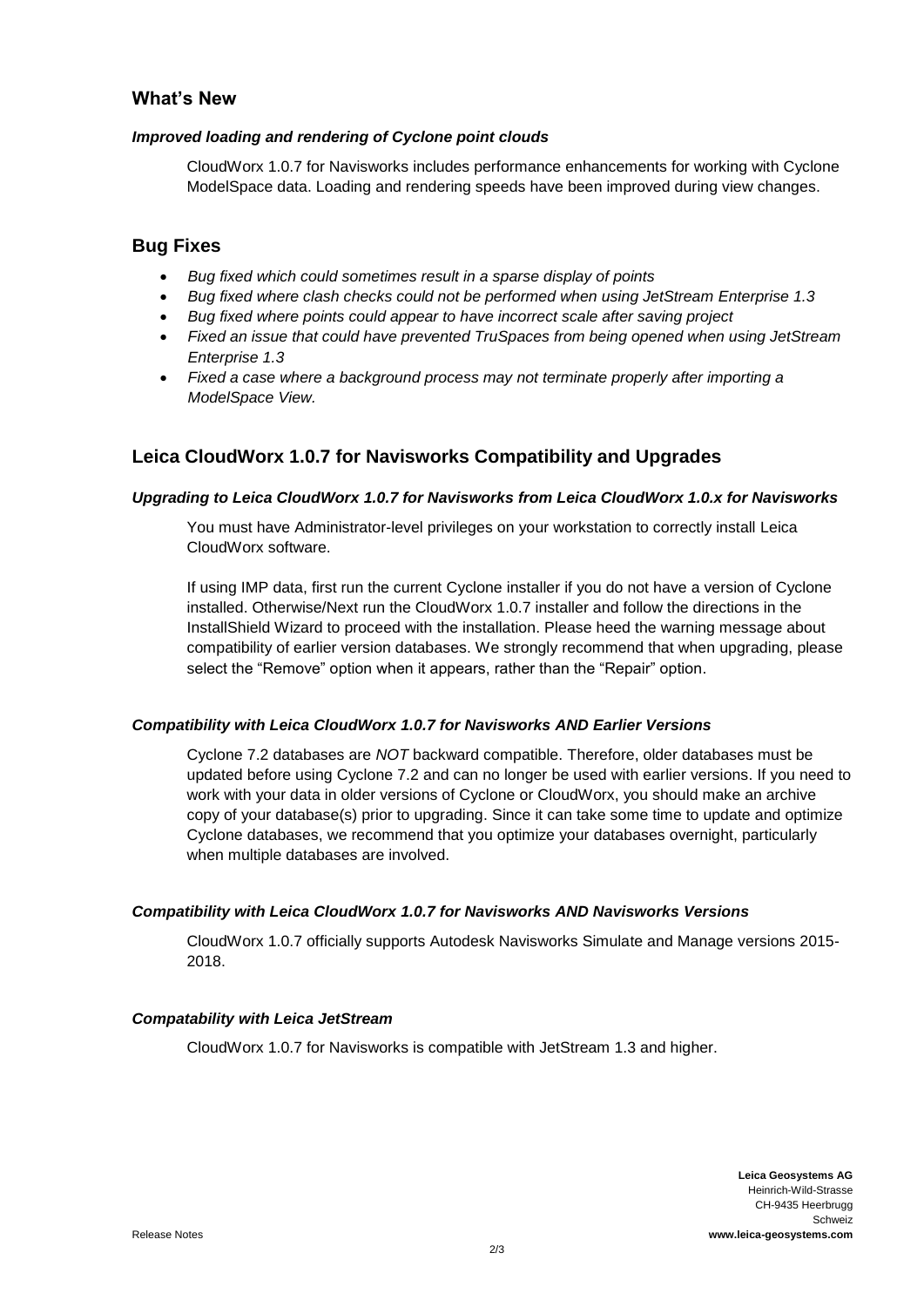## What's New

### *Improved loading and rendering of Cyclone point clouds*

CloudWorx 1.0.7 for Navisworks includes performance enhancements for working with Cyclone ModelSpace data. Loading and rendering speeds have been improved during view changes.

## Bug Fixes

- *Bug fixed which could sometimes result in a sparse display of points*
- *Bug fixed where clash checks could not be performed when using JetStream Enterprise 1.3*
- *Bug fixed where points could appear to have incorrect scale after saving project*
- *Fixed an issue that could have prevented TruSpaces from being opened when using JetStream Enterprise 1.3*
- *Fixed a case where a background process may not terminate properly after importing a ModelSpace View.*

## Leica CloudWorx 1.0.7 for Navisworks Compatibility and Upgrades

### *Upgrading to Leica CloudWorx 1.0.7 for Navisworks from Leica CloudWorx 1.0.x for Navisworks*

You must have Administrator-level privileges on your workstation to correctly install Leica CloudWorx software.

If using IMP data, first run the current Cyclone installer if you do not have a version of Cyclone installed. Otherwise/Next run the CloudWorx 1.0.7 installer and follow the directions in the InstallShield Wizard to proceed with the installation. Please heed the warning message about compatibility of earlier version databases. We strongly recommend that when upgrading, please select the "Remove" option when it appears, rather than the "Repair" option.

### *Compatibility with Leica CloudWorx 1.0.7 for Navisworks AND Earlier Versions*

Cyclone 7.2 databases are *NOT* backward compatible. Therefore, older databases must be updated before using Cyclone 7.2 and can no longer be used with earlier versions. If you need to work with your data in older versions of Cyclone or CloudWorx, you should make an archive copy of your database(s) prior to upgrading. Since it can take some time to update and optimize Cyclone databases, we recommend that you optimize your databases overnight, particularly when multiple databases are involved.

### *Compatibility with Leica CloudWorx 1.0.7 for Navisworks AND Navisworks Versions*

CloudWorx 1.0.7 officially supports Autodesk Navisworks Simulate and Manage versions 2015-2018.

### *Compatability with Leica JetStream*

CloudWorx 1.0.7 for Navisworks is compatible with JetStream 1.3 and higher.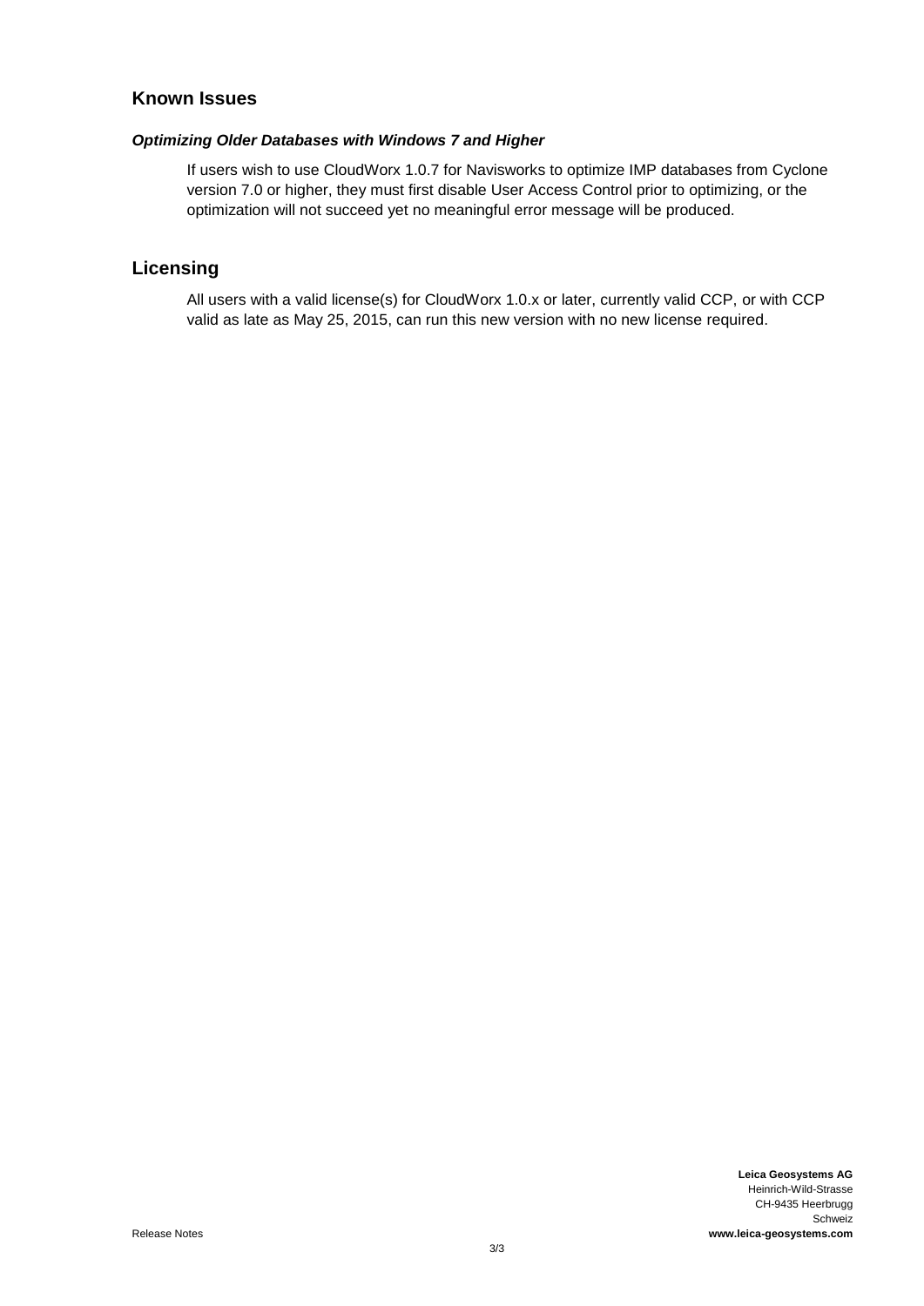## Known Issues

### *Optimizing Older Databases with Windows 7 and Higher*

If users wish to use CloudWorx 1.0.7 for Navisworks to optimize IMP databases from Cyclone version 7.0 or higher, they must first disable User Access Control prior to optimizing, or the optimization will not succeed yet no meaningful error message will be produced.

## Licensing

All users with a valid license(s) for CloudWorx 1.0.x or later, currently valid CCP, or with CCP valid as late as May 25, 2015, can run this new version with no new license required.